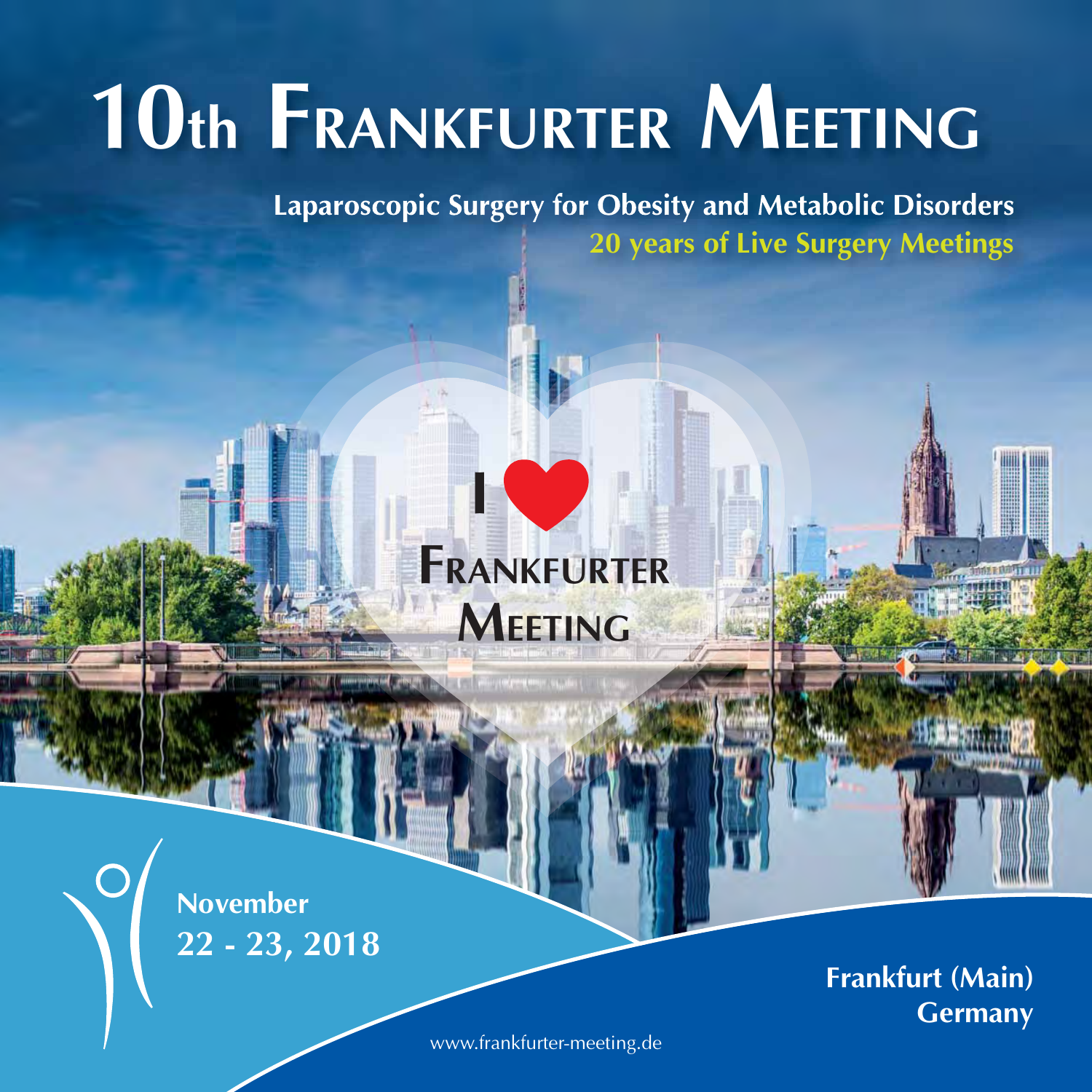# 10th Frankfurter Meeting

**Laparoscopic Surgery for Obesity and Metabolic Disorders**

**20 years of Live Surgery Meetings**

I ♥ Frankfurter Meeting

**November**
**22 - 23, 2018**

**Frankfurt (Main)**
**Germany**

www.frankfurter-meeting.de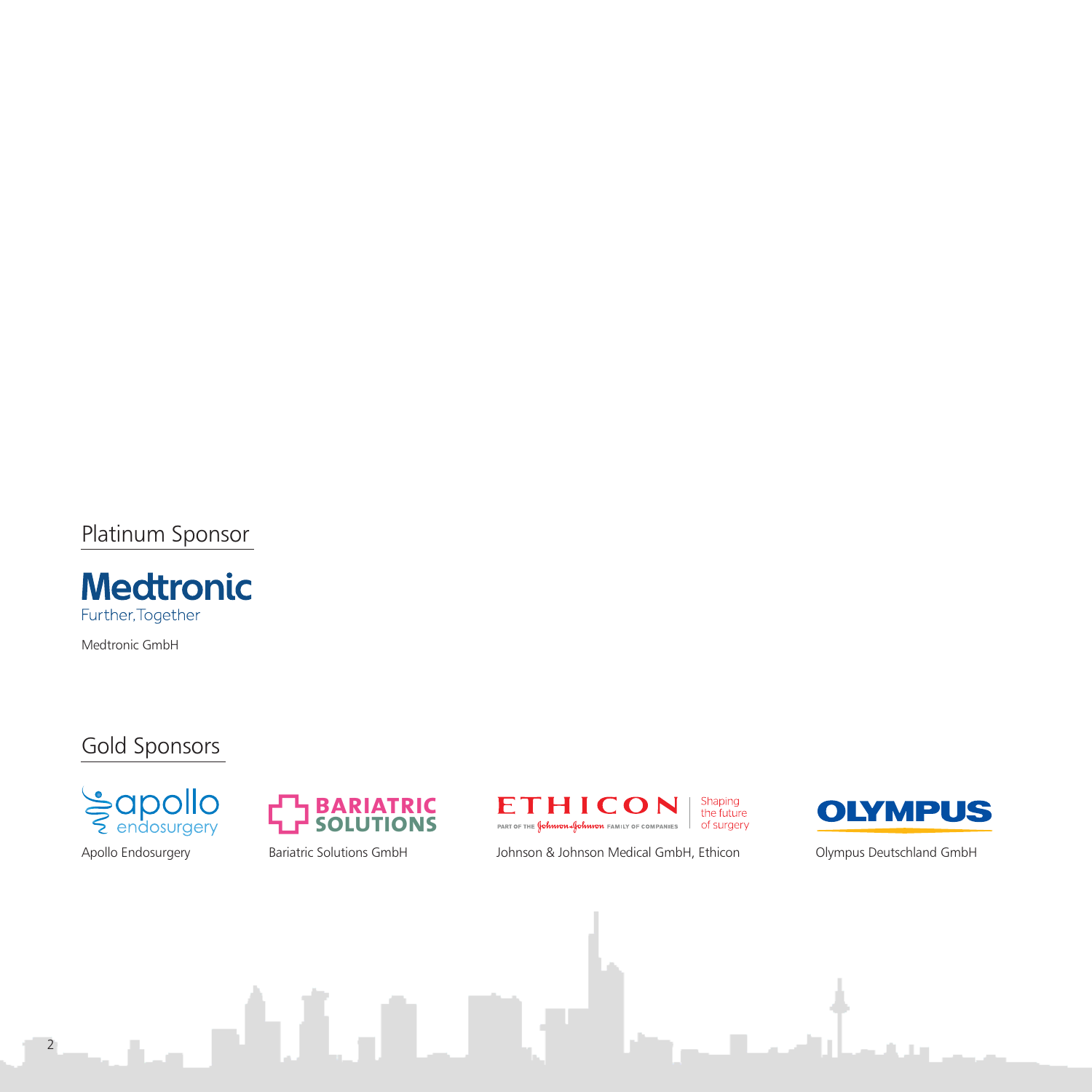## Platinum Sponsor

Medtronic
Further, Together

Medtronic GmbH

## Gold Sponsors

apollo endosurgery

Apollo Endosurgery

BARIATRIC SOLUTIONS

Bariatric Solutions GmbH

ETHICON | Shaping the future of surgery
PART OF THE Johnson & Johnson FAMILY OF COMPANIES

Johnson & Johnson Medical GmbH, Ethicon

OLYMPUS

Olympus Deutschland GmbH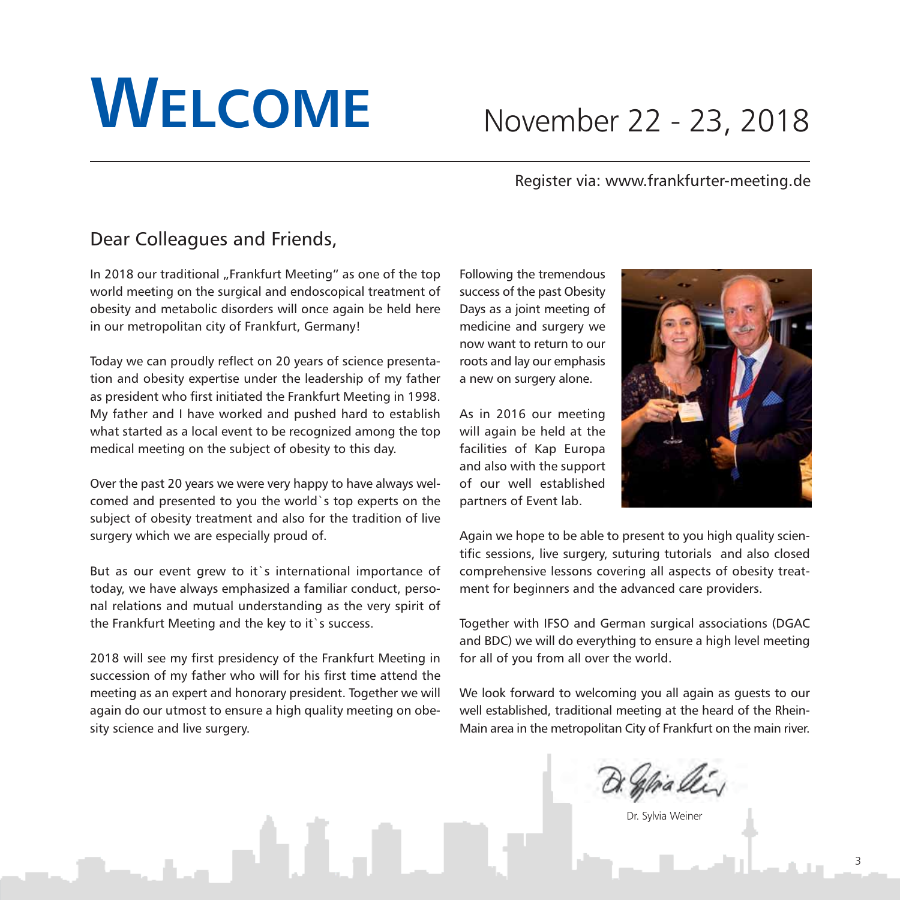# Welcome

## November 22 - 23, 2018

Register via: www.frankfurter-meeting.de

### Dear Colleagues and Friends,

In 2018 our traditional „Frankfurt Meeting" as one of the top world meeting on the surgical and endoscopical treatment of obesity and metabolic disorders will once again be held here in our metropolitan city of Frankfurt, Germany!

Today we can proudly reflect on 20 years of science presentation and obesity expertise under the leadership of my father as president who first initiated the Frankfurt Meeting in 1998. My father and I have worked and pushed hard to establish what started as a local event to be recognized among the top medical meeting on the subject of obesity to this day.

Over the past 20 years we were very happy to have always welcomed and presented to you the world`s top experts on the subject of obesity treatment and also for the tradition of live surgery which we are especially proud of.

But as our event grew to it`s international importance of today, we have always emphasized a familiar conduct, personal relations and mutual understanding as the very spirit of the Frankfurt Meeting and the key to it`s success.

2018 will see my first presidency of the Frankfurt Meeting in succession of my father who will for his first time attend the meeting as an expert and honorary president. Together we will again do our utmost to ensure a high quality meeting on obesity science and live surgery.

Following the tremendous success of the past Obesity Days as a joint meeting of medicine and surgery we now want to return to our roots and lay our emphasis a new on surgery alone.

As in 2016 our meeting will again be held at the facilities of Kap Europa and also with the support of our well established partners of Event lab.

Again we hope to be able to present to you high quality scientific sessions, live surgery, suturing tutorials and also closed comprehensive lessons covering all aspects of obesity treatment for beginners and the advanced care providers.

Together with IFSO and German surgical associations (DGAC and BDC) we will do everything to ensure a high level meeting for all of you from all over the world.

We look forward to welcoming you all again as guests to our well established, traditional meeting at the heard of the Rhein-Main area in the metropolitan City of Frankfurt on the main river.

Dr. Sylvia Weiner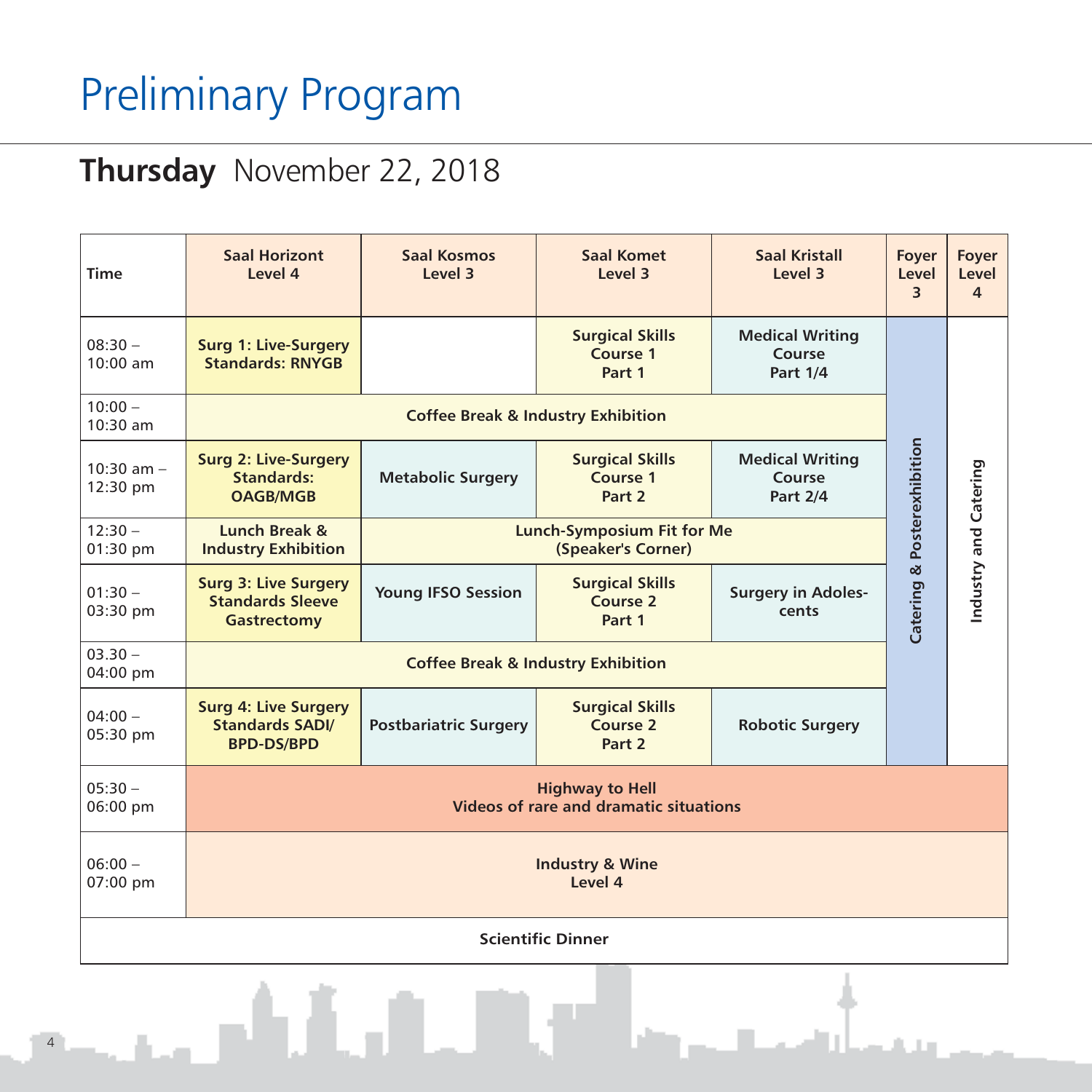# Preliminary Program

## **Thursday** November 22, 2018

| Time | Saal Horizont Level 4 | Saal Kosmos Level 3 | Saal Komet Level 3 | Saal Kristall Level 3 | Foyer Level 3 | Foyer Level 4 |
|---|---|---|---|---|---|---|
| 08:30 – 10:00 am | **Surg 1: Live-Surgery Standards: RNYGB** | | **Surgical Skills Course 1 Part 1** | **Medical Writing Course Part 1/4** | **Catering & Posterexhibition** | **Industry and Catering** |
| 10:00 – 10:30 am | **Coffee Break & Industry Exhibition** | | | | | |
| 10:30 am – 12:30 pm | **Surg 2: Live-Surgery Standards: OAGB/MGB** | **Metabolic Surgery** | **Surgical Skills Course 1 Part 2** | **Medical Writing Course Part 2/4** | | |
| 12:30 – 01:30 pm | **Lunch Break & Industry Exhibition** | **Lunch-Symposium Fit for Me (Speaker's Corner)** | | | | |
| 01:30 – 03:30 pm | **Surg 3: Live Surgery Standards Sleeve Gastrectomy** | **Young IFSO Session** | **Surgical Skills Course 2 Part 1** | **Surgery in Adoles-cents** | | |
| 03.30 – 04:00 pm | **Coffee Break & Industry Exhibition** | | | | | |
| 04:00 – 05:30 pm | **Surg 4: Live Surgery Standards SADI/ BPD-DS/BPD** | **Postbariatric Surgery** | **Surgical Skills Course 2 Part 2** | **Robotic Surgery** | | |
| 05:30 – 06:00 pm | **Highway to Hell Videos of rare and dramatic situations** | | | | | |
| 06:00 – 07:00 pm | **Industry & Wine Level 4** | | | | | |
| **Scientific Dinner** | | | | | | |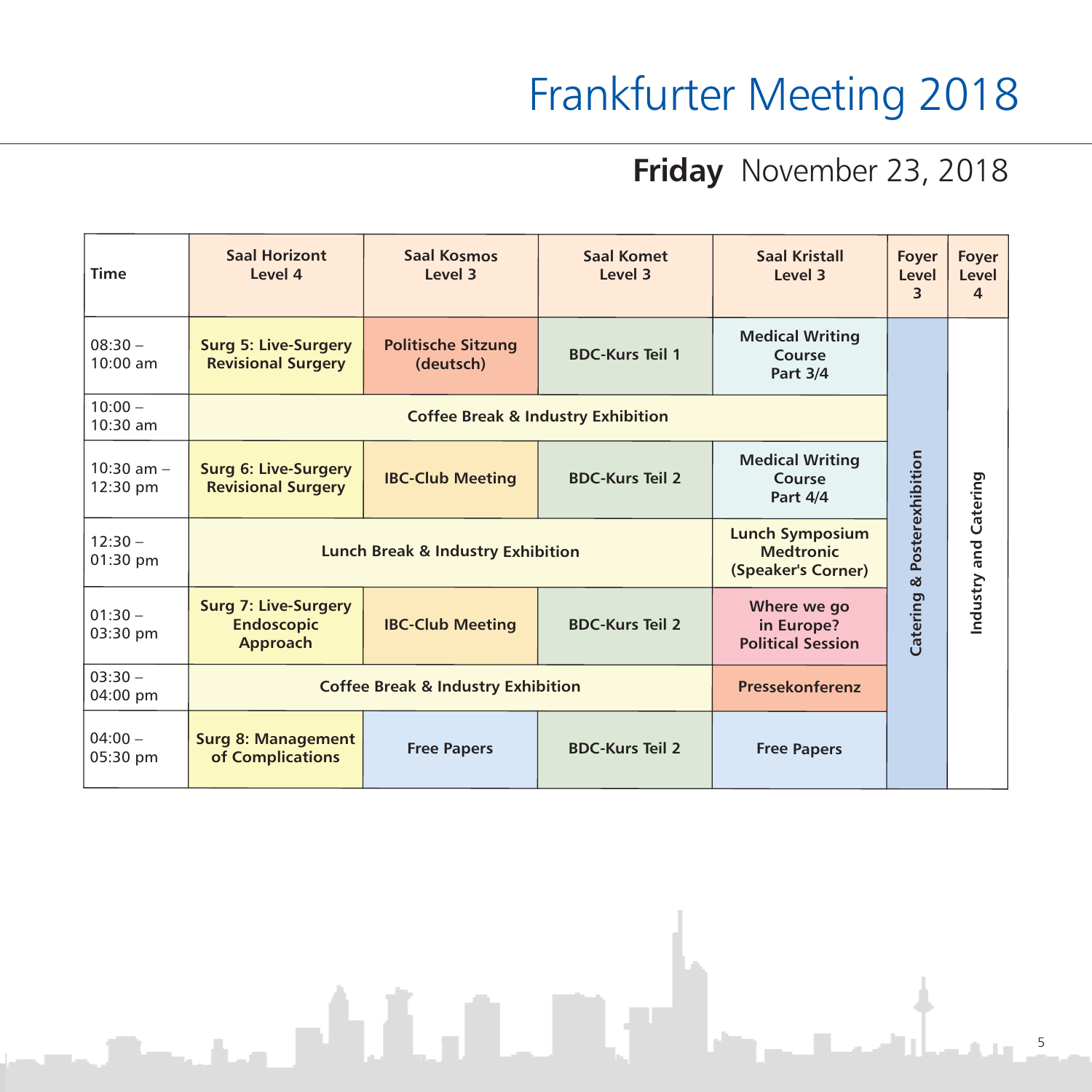# Frankfurter Meeting 2018

## **Friday** November 23, 2018

| Time | Saal Horizont Level 4 | Saal Kosmos Level 3 | Saal Komet Level 3 | Saal Kristall Level 3 | Foyer Level 3 | Foyer Level 4 |
|---|---|---|---|---|---|---|
| 08:30 – 10:00 am | **Surg 5: Live-Surgery Revisional Surgery** | **Politische Sitzung (deutsch)** | **BDC-Kurs Teil 1** | **Medical Writing Course Part 3/4** | **Catering & Posterexhibition** | **Industry and Catering** |
| 10:00 – 10:30 am | **Coffee Break & Industry Exhibition** | | | | | |
| 10:30 am – 12:30 pm | **Surg 6: Live-Surgery Revisional Surgery** | **IBC-Club Meeting** | **BDC-Kurs Teil 2** | **Medical Writing Course Part 4/4** | | |
| 12:30 – 01:30 pm | **Lunch Break & Industry Exhibition** | | | **Lunch Symposium Medtronic (Speaker's Corner)** | | |
| 01:30 – 03:30 pm | **Surg 7: Live-Surgery Endoscopic Approach** | **IBC-Club Meeting** | **BDC-Kurs Teil 2** | **Where we go in Europe? Political Session** | | |
| 03:30 – 04:00 pm | **Coffee Break & Industry Exhibition** | | | **Pressekonferenz** | | |
| 04:00 – 05:30 pm | **Surg 8: Management of Complications** | **Free Papers** | **BDC-Kurs Teil 2** | **Free Papers** | | |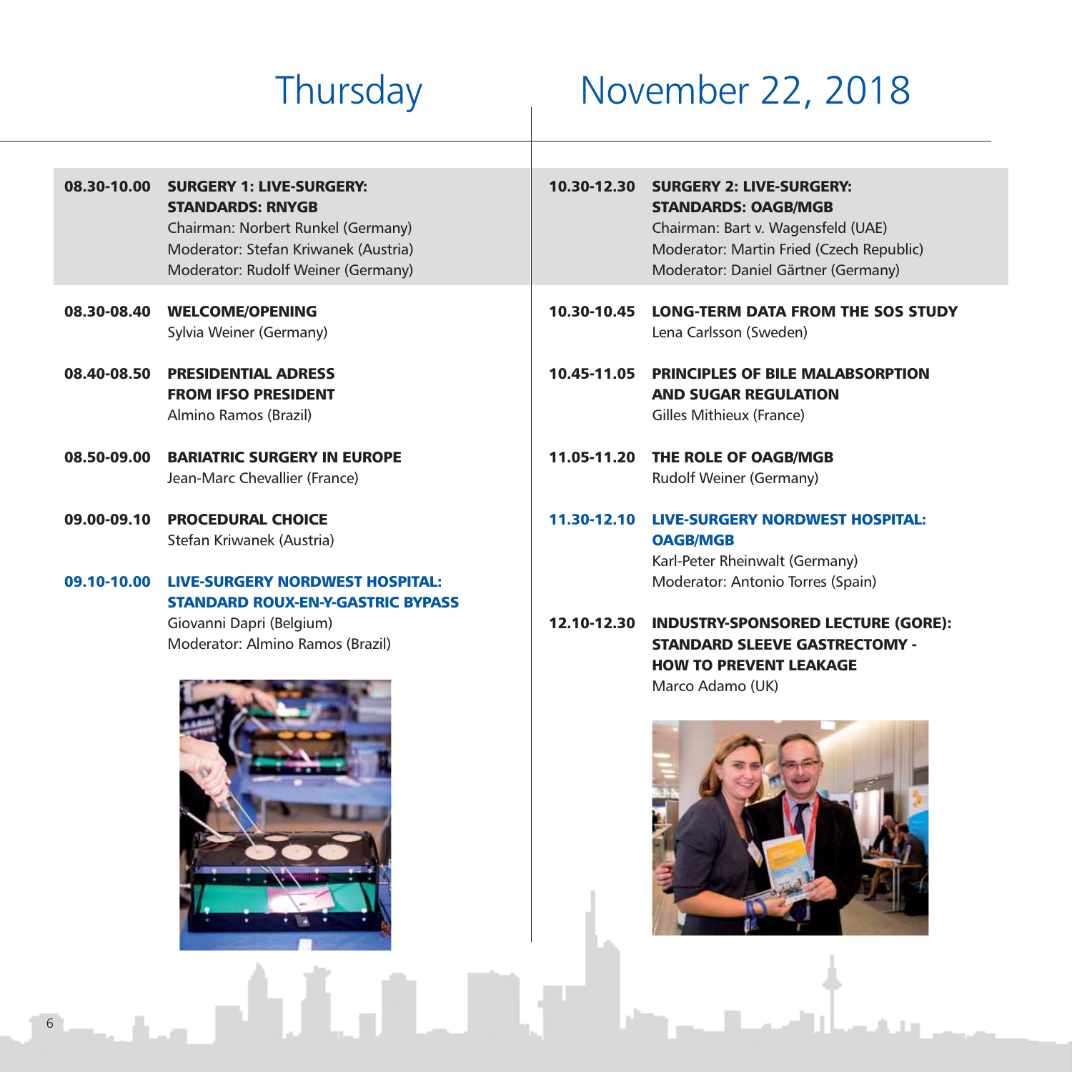# Thursday November 22, 2018

**08.30-10.00 SURGERY 1: LIVE-SURGERY: STANDARDS: RNYGB**
Chairman: Norbert Runkel (Germany)
Moderator: Stefan Kriwanek (Austria)
Moderator: Rudolf Weiner (Germany)

**08.30-08.40 WELCOME/OPENING**
Sylvia Weiner (Germany)

**08.40-08.50 PRESIDENTIAL ADRESS FROM IFSO PRESIDENT**
Almino Ramos (Brazil)

**08.50-09.00 BARIATRIC SURGERY IN EUROPE**
Jean-Marc Chevallier (France)

**09.00-09.10 PROCEDURAL CHOICE**
Stefan Kriwanek (Austria)

**09.10-10.00 LIVE-SURGERY NORDWEST HOSPITAL: STANDARD ROUX-EN-Y-GASTRIC BYPASS**
Giovanni Dapri (Belgium)
Moderator: Almino Ramos (Brazil)

**10.30-12.30 SURGERY 2: LIVE-SURGERY: STANDARDS: OAGB/MGB**
Chairman: Bart v. Wagensfeld (UAE)
Moderator: Martin Fried (Czech Republic)
Moderator: Daniel Gärtner (Germany)

**10.30-10.45 LONG-TERM DATA FROM THE SOS STUDY**
Lena Carlsson (Sweden)

**10.45-11.05 PRINCIPLES OF BILE MALABSORPTION AND SUGAR REGULATION**
Gilles Mithieux (France)

**11.05-11.20 THE ROLE OF OAGB/MGB**
Rudolf Weiner (Germany)

**11.30-12.10 LIVE-SURGERY NORDWEST HOSPITAL: OAGB/MGB**
Karl-Peter Rheinwalt (Germany)
Moderator: Antonio Torres (Spain)

**12.10-12.30 INDUSTRY-SPONSORED LECTURE (GORE): STANDARD SLEEVE GASTRECTOMY - HOW TO PREVENT LEAKAGE**
Marco Adamo (UK)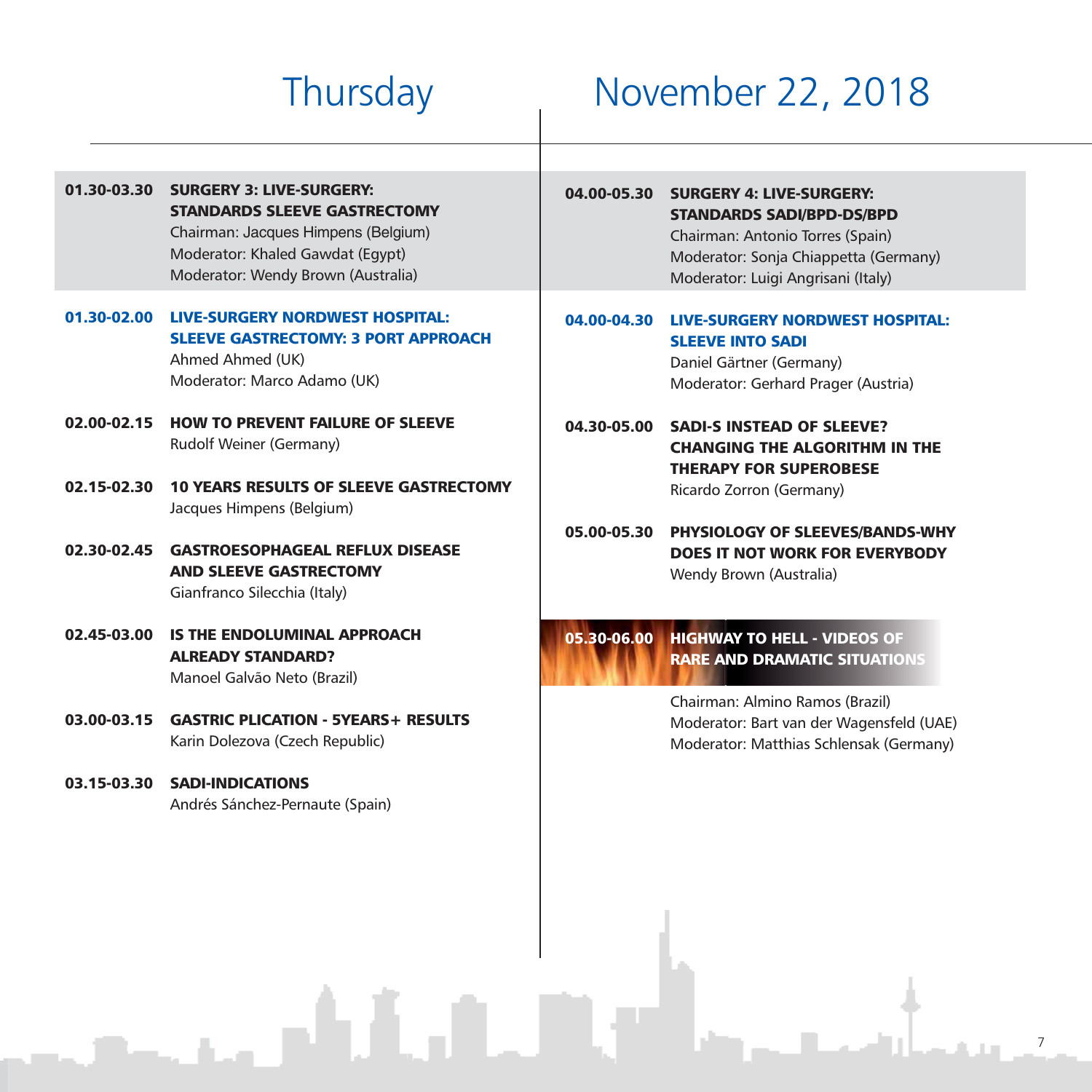# Thursday November 22, 2018

**01.30-03.30 SURGERY 3: LIVE-SURGERY: STANDARDS SLEEVE GASTRECTOMY**
Chairman: Jacques Himpens (Belgium)
Moderator: Khaled Gawdat (Egypt)
Moderator: Wendy Brown (Australia)

**01.30-02.00 LIVE-SURGERY NORDWEST HOSPITAL: SLEEVE GASTRECTOMY: 3 PORT APPROACH**
Ahmed Ahmed (UK)
Moderator: Marco Adamo (UK)

**02.00-02.15 HOW TO PREVENT FAILURE OF SLEEVE**
Rudolf Weiner (Germany)

**02.15-02.30 10 YEARS RESULTS OF SLEEVE GASTRECTOMY**
Jacques Himpens (Belgium)

**02.30-02.45 GASTROESOPHAGEAL REFLUX DISEASE AND SLEEVE GASTRECTOMY**
Gianfranco Silecchia (Italy)

**02.45-03.00 IS THE ENDOLUMINAL APPROACH ALREADY STANDARD?**
Manoel Galvão Neto (Brazil)

**03.00-03.15 GASTRIC PLICATION - 5YEARS+ RESULTS**
Karin Dolezova (Czech Republic)

**03.15-03.30 SADI-INDICATIONS**
Andrés Sánchez-Pernaute (Spain)

**04.00-05.30 SURGERY 4: LIVE-SURGERY: STANDARDS SADI/BPD-DS/BPD**
Chairman: Antonio Torres (Spain)
Moderator: Sonja Chiappetta (Germany)
Moderator: Luigi Angrisani (Italy)

**04.00-04.30 LIVE-SURGERY NORDWEST HOSPITAL: SLEEVE INTO SADI**
Daniel Gärtner (Germany)
Moderator: Gerhard Prager (Austria)

**04.30-05.00 SADI-S INSTEAD OF SLEEVE? CHANGING THE ALGORITHM IN THE THERAPY FOR SUPEROBESE**
Ricardo Zorron (Germany)

**05.00-05.30 PHYSIOLOGY OF SLEEVES/BANDS-WHY DOES IT NOT WORK FOR EVERYBODY**
Wendy Brown (Australia)

**05.30-06.00 HIGHWAY TO HELL - VIDEOS OF RARE AND DRAMATIC SITUATIONS**
Chairman: Almino Ramos (Brazil)
Moderator: Bart van der Wagensfeld (UAE)
Moderator: Matthias Schlensak (Germany)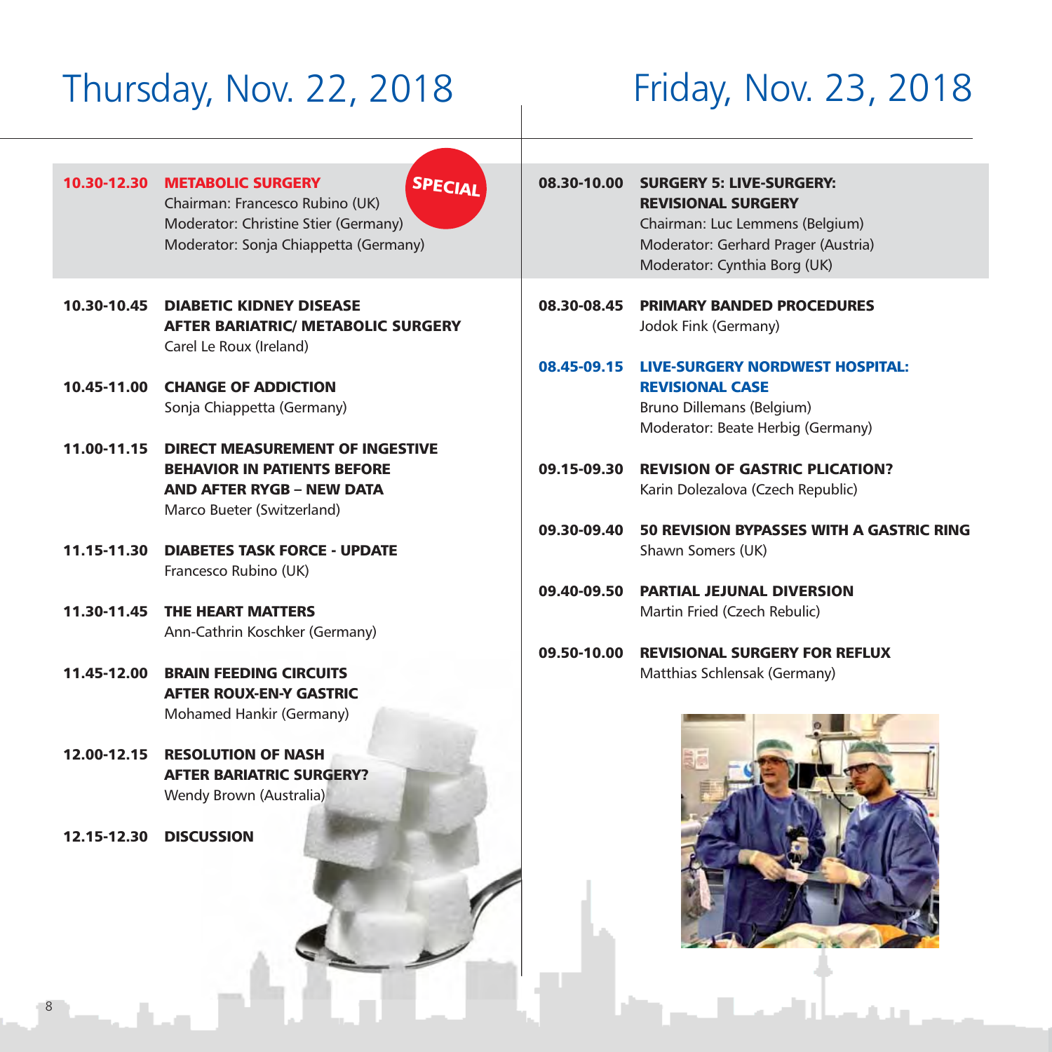# Thursday, Nov. 22, 2018

**10.30-12.30 METABOLIC SURGERY** — *SPECIAL*
Chairman: Francesco Rubino (UK)
Moderator: Christine Stier (Germany)
Moderator: Sonja Chiappetta (Germany)

**10.30-10.45 DIABETIC KIDNEY DISEASE AFTER BARIATRIC/ METABOLIC SURGERY**
Carel Le Roux (Ireland)

**10.45-11.00 CHANGE OF ADDICTION**
Sonja Chiappetta (Germany)

**11.00-11.15 DIRECT MEASUREMENT OF INGESTIVE BEHAVIOR IN PATIENTS BEFORE AND AFTER RYGB – NEW DATA**
Marco Bueter (Switzerland)

**11.15-11.30 DIABETES TASK FORCE - UPDATE**
Francesco Rubino (UK)

**11.30-11.45 THE HEART MATTERS**
Ann-Cathrin Koschker (Germany)

**11.45-12.00 BRAIN FEEDING CIRCUITS AFTER ROUX-EN-Y GASTRIC**
Mohamed Hankir (Germany)

**12.00-12.15 RESOLUTION OF NASH AFTER BARIATRIC SURGERY?**
Wendy Brown (Australia)

**12.15-12.30 DISCUSSION**

# Friday, Nov. 23, 2018

**08.30-10.00 SURGERY 5: LIVE-SURGERY: REVISIONAL SURGERY**
Chairman: Luc Lemmens (Belgium)
Moderator: Gerhard Prager (Austria)
Moderator: Cynthia Borg (UK)

**08.30-08.45 PRIMARY BANDED PROCEDURES**
Jodok Fink (Germany)

**08.45-09.15 LIVE-SURGERY NORDWEST HOSPITAL: REVISIONAL CASE**
Bruno Dillemans (Belgium)
Moderator: Beate Herbig (Germany)

**09.15-09.30 REVISION OF GASTRIC PLICATION?**
Karin Dolezalova (Czech Republic)

**09.30-09.40 50 REVISION BYPASSES WITH A GASTRIC RING**
Shawn Somers (UK)

**09.40-09.50 PARTIAL JEJUNAL DIVERSION**
Martin Fried (Czech Rebulic)

**09.50-10.00 REVISIONAL SURGERY FOR REFLUX**
Matthias Schlensak (Germany)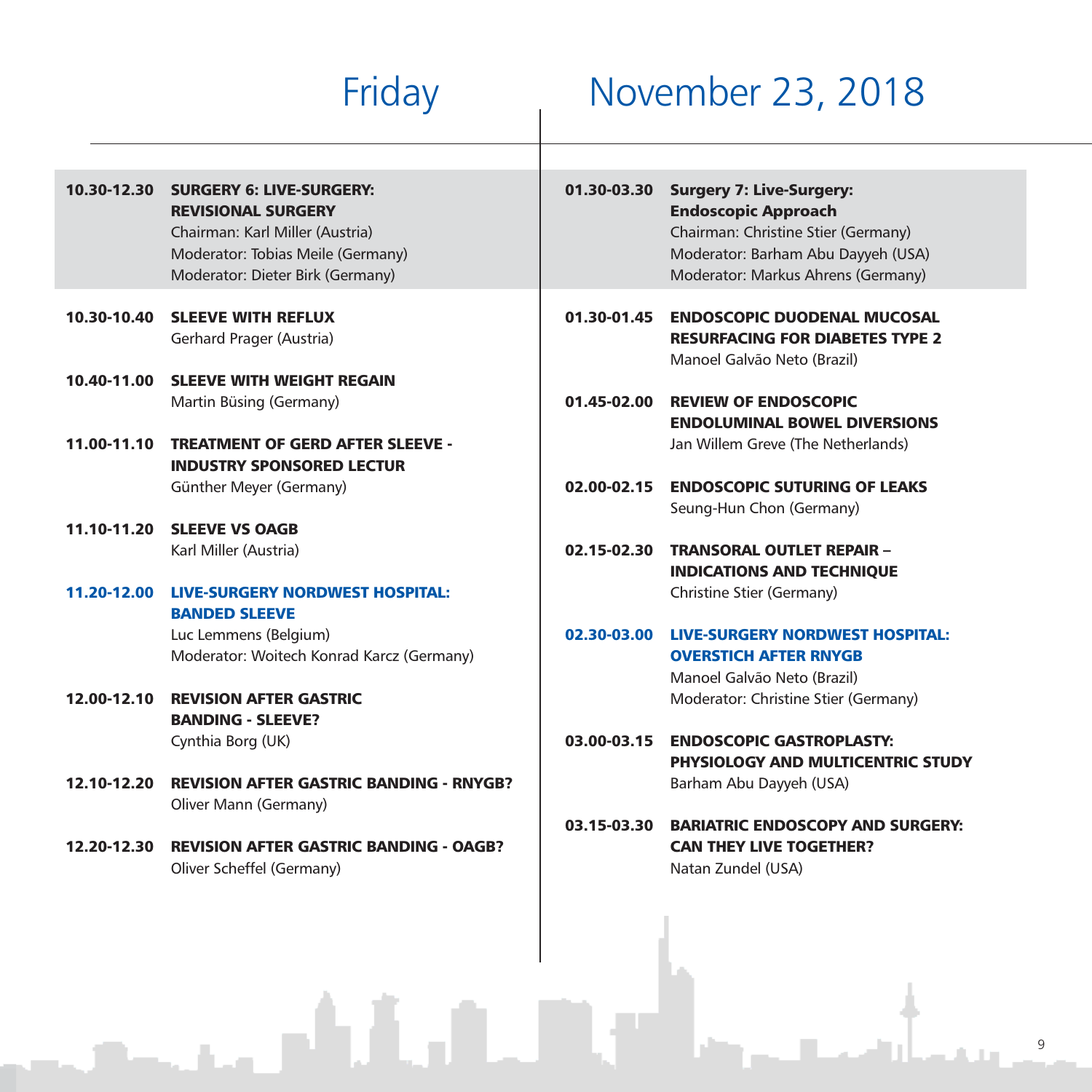# Friday November 23, 2018

**10.30-12.30 SURGERY 6: LIVE-SURGERY: REVISIONAL SURGERY**
Chairman: Karl Miller (Austria)
Moderator: Tobias Meile (Germany)
Moderator: Dieter Birk (Germany)

**10.30-10.40 SLEEVE WITH REFLUX**
Gerhard Prager (Austria)

**10.40-11.00 SLEEVE WITH WEIGHT REGAIN**
Martin Büsing (Germany)

**11.00-11.10 TREATMENT OF GERD AFTER SLEEVE - INDUSTRY SPONSORED LECTUR**
Günther Meyer (Germany)

**11.10-11.20 SLEEVE VS OAGB**
Karl Miller (Austria)

**11.20-12.00 LIVE-SURGERY NORDWEST HOSPITAL: BANDED SLEEVE**
Luc Lemmens (Belgium)
Moderator: Woitech Konrad Karcz (Germany)

**12.00-12.10 REVISION AFTER GASTRIC BANDING - SLEEVE?**
Cynthia Borg (UK)

**12.10-12.20 REVISION AFTER GASTRIC BANDING - RNYGB?**
Oliver Mann (Germany)

**12.20-12.30 REVISION AFTER GASTRIC BANDING - OAGB?**
Oliver Scheffel (Germany)

**01.30-03.30 Surgery 7: Live-Surgery: Endoscopic Approach**
Chairman: Christine Stier (Germany)
Moderator: Barham Abu Dayyeh (USA)
Moderator: Markus Ahrens (Germany)

**01.30-01.45 ENDOSCOPIC DUODENAL MUCOSAL RESURFACING FOR DIABETES TYPE 2**
Manoel Galvão Neto (Brazil)

**01.45-02.00 REVIEW OF ENDOSCOPIC ENDOLUMINAL BOWEL DIVERSIONS**
Jan Willem Greve (The Netherlands)

**02.00-02.15 ENDOSCOPIC SUTURING OF LEAKS**
Seung-Hun Chon (Germany)

**02.15-02.30 TRANSORAL OUTLET REPAIR – INDICATIONS AND TECHNIQUE**
Christine Stier (Germany)

**02.30-03.00 LIVE-SURGERY NORDWEST HOSPITAL: OVERSTICH AFTER RNYGB**
Manoel Galvão Neto (Brazil)
Moderator: Christine Stier (Germany)

**03.00-03.15 ENDOSCOPIC GASTROPLASTY: PHYSIOLOGY AND MULTICENTRIC STUDY**
Barham Abu Dayyeh (USA)

**03.15-03.30 BARIATRIC ENDOSCOPY AND SURGERY: CAN THEY LIVE TOGETHER?**
Natan Zundel (USA)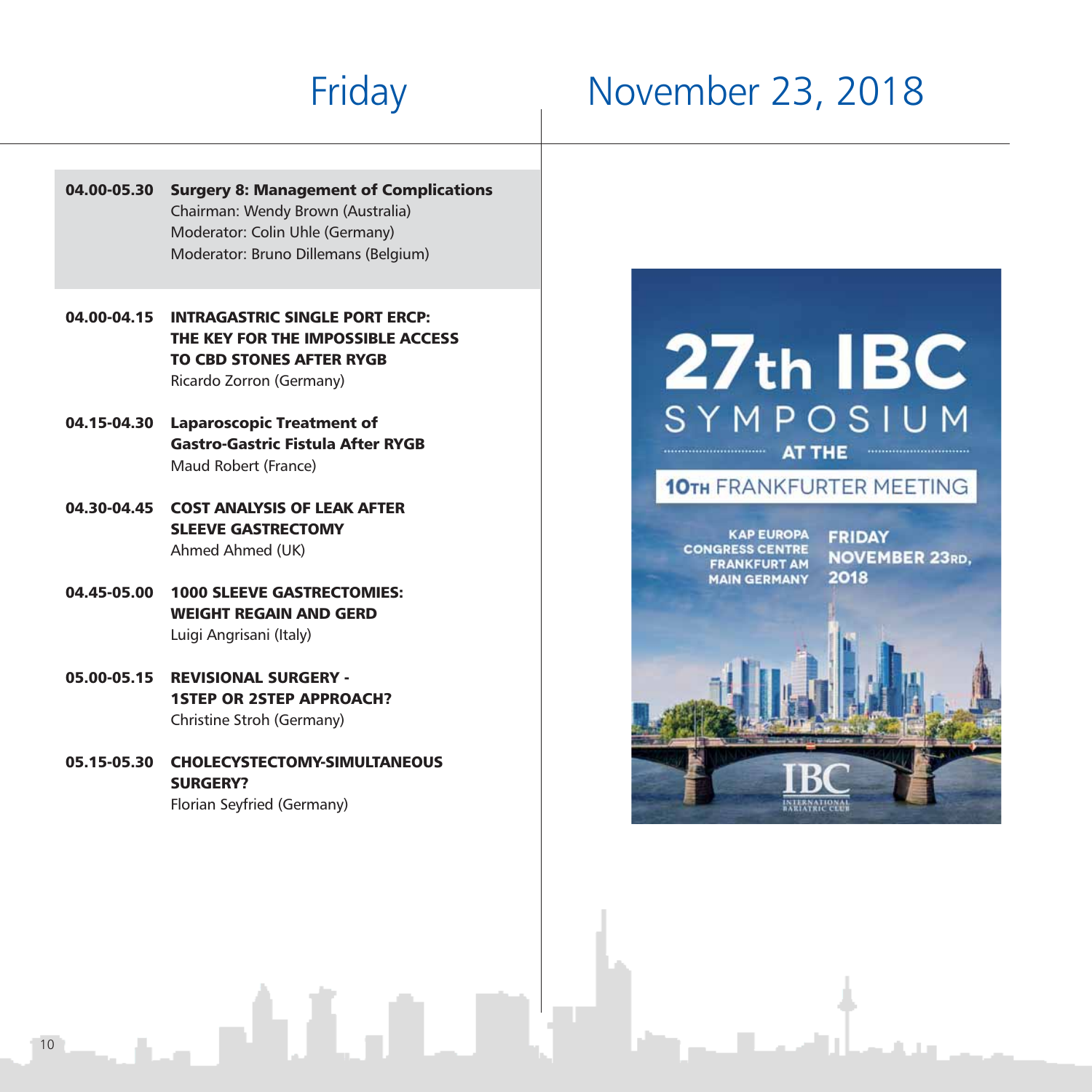# Friday November 23, 2018

**04.00-05.30 Surgery 8: Management of Complications**
Chairman: Wendy Brown (Australia)
Moderator: Colin Uhle (Germany)
Moderator: Bruno Dillemans (Belgium)

**04.00-04.15 INTRAGASTRIC SINGLE PORT ERCP: THE KEY FOR THE IMPOSSIBLE ACCESS TO CBD STONES AFTER RYGB**
Ricardo Zorron (Germany)

**04.15-04.30 Laparoscopic Treatment of Gastro-Gastric Fistula After RYGB**
Maud Robert (France)

**04.30-04.45 COST ANALYSIS OF LEAK AFTER SLEEVE GASTRECTOMY**
Ahmed Ahmed (UK)

**04.45-05.00 1000 SLEEVE GASTRECTOMIES: WEIGHT REGAIN AND GERD**
Luigi Angrisani (Italy)

**05.00-05.15 REVISIONAL SURGERY - 1STEP OR 2STEP APPROACH?**
Christine Stroh (Germany)

**05.15-05.30 CHOLECYSTECTOMY-SIMULTANEOUS SURGERY?**
Florian Seyfried (Germany)

**27th IBC SYMPOSIUM AT THE 10TH FRANKFURTER MEETING**

KAP EUROPA CONGRESS CENTRE FRANKFURT AM MAIN GERMANY

FRIDAY NOVEMBER 23RD, 2018

IBC INTERNATIONAL BARIATRIC CLUB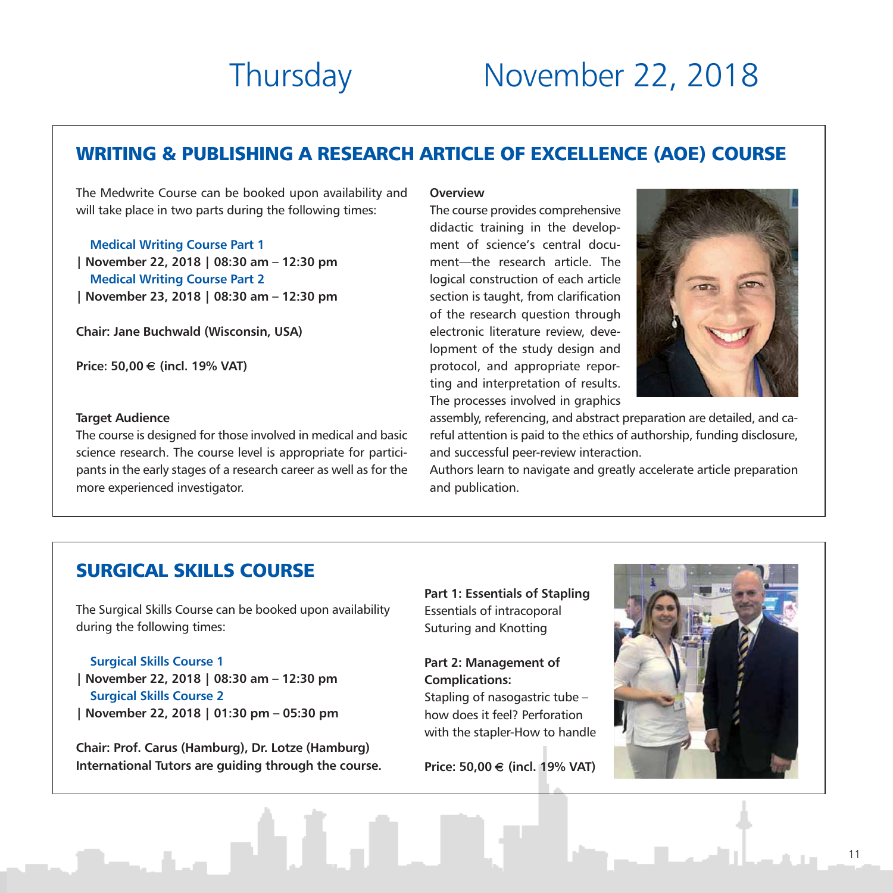# Thursday November 22, 2018

## WRITING & PUBLISHING A RESEARCH ARTICLE OF EXCELLENCE (AOE) COURSE

The Medwrite Course can be booked upon availability and will take place in two parts during the following times:

**Medical Writing Course Part 1**
**| November 22, 2018 | 08:30 am – 12:30 pm**
**Medical Writing Course Part 2**
**| November 23, 2018 | 08:30 am – 12:30 pm**

**Chair: Jane Buchwald (Wisconsin, USA)**

**Price: 50,00 € (incl. 19% VAT)**

**Target Audience**
The course is designed for those involved in medical and basic science research. The course level is appropriate for participants in the early stages of a research career as well as for the more experienced investigator.

**Overview**
The course provides comprehensive didactic training in the development of science's central document—the research article. The logical construction of each article section is taught, from clarification of the research question through electronic literature review, development of the study design and protocol, and appropriate reporting and interpretation of results. The processes involved in graphics assembly, referencing, and abstract preparation are detailed, and careful attention is paid to the ethics of authorship, funding disclosure, and successful peer-review interaction.
Authors learn to navigate and greatly accelerate article preparation and publication.

## SURGICAL SKILLS COURSE

The Surgical Skills Course can be booked upon availability during the following times:

**Surgical Skills Course 1**
**| November 22, 2018 | 08:30 am – 12:30 pm**
**Surgical Skills Course 2**
**| November 22, 2018 | 01:30 pm – 05:30 pm**

**Chair: Prof. Carus (Hamburg), Dr. Lotze (Hamburg)**
**International Tutors are guiding through the course.**

**Part 1: Essentials of Stapling**
Essentials of intracoporal Suturing and Knotting

**Part 2: Management of Complications:**
Stapling of nasogastric tube – how does it feel? Perforation with the stapler-How to handle

**Price: 50,00 € (incl. 19% VAT)**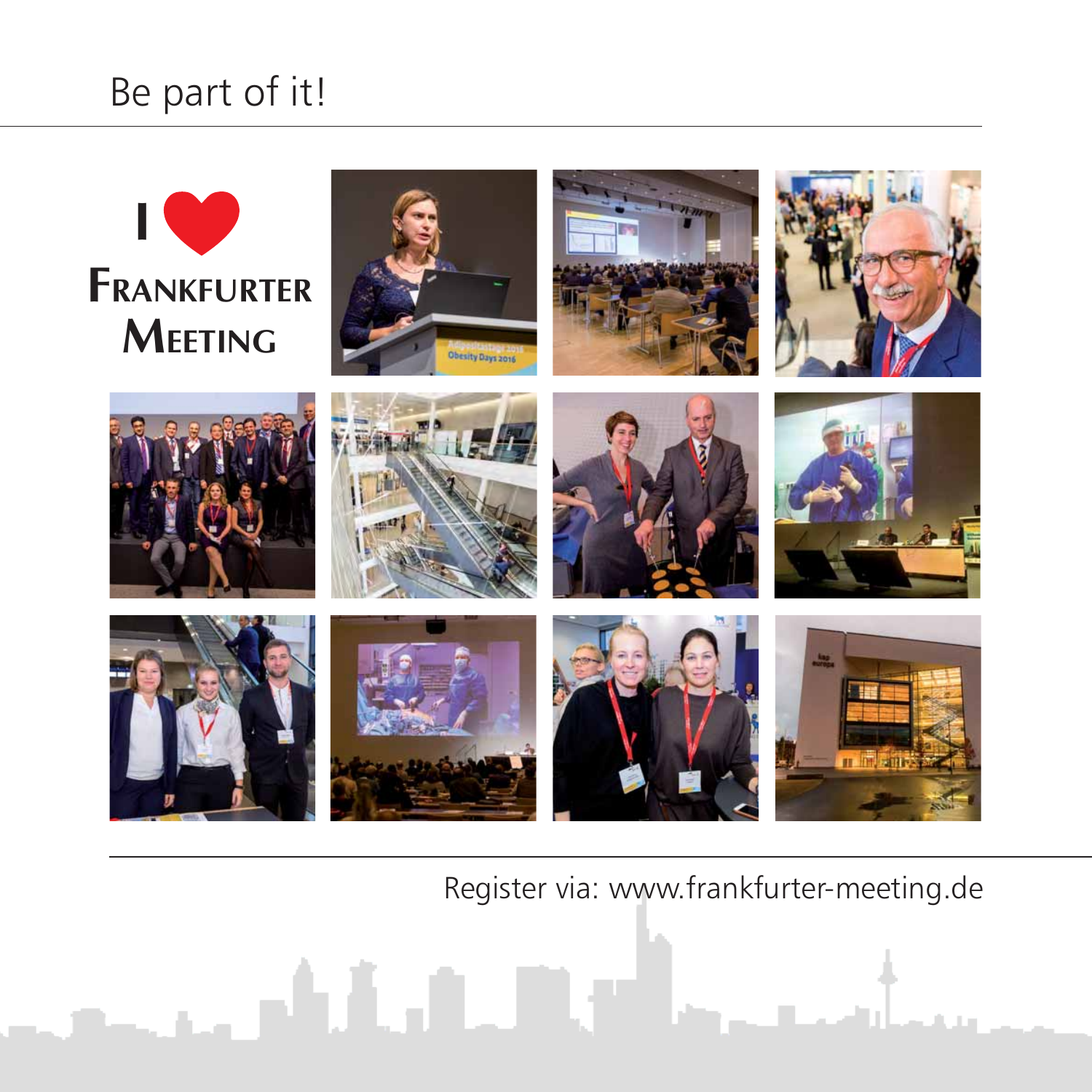# Be part of it!

I ❤ FRANKFURTER MEETING

Register via: www.frankfurter-meeting.de